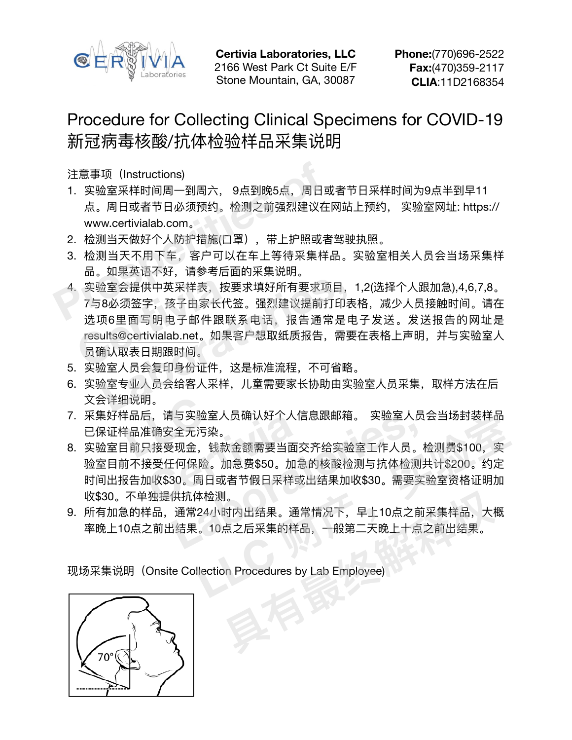Certivia Laboratories, LLC
2166 West Park Ct Suite E/F
Stone Mountain, GA, 30087

**Phone:**(770)696-2522
**Fax:**(470)359-2117
**CLIA**:11D2168354

# Procedure for Collecting Clinical Specimens for COVID-19
# 新冠病毒核酸/抗体检验样品采集说明

注意事项（Instructions)

1. 实验室采样时间周一到周六， 9点到晚5点，周日或者节日采样时间为9点半到早11点。周日或者节日必须预约。检测之前强烈建议在网站上预约， 实验室网址: https://www.certivialab.com。
2. 检测当天做好个人防护措施(口罩），带上护照或者驾驶执照。
3. 检测当天不用下车，客户可以在车上等待采集样品。实验室相关人员会当场采集样品。如果英语不好，请参考后面的采集说明。
4. 实验室会提供中英采样表，按要求填好所有要求项目，1,2(选择个人跟加急),4,6,7,8。7与8必须签字，孩子由家长代签。强烈建议提前打印表格，减少人员接触时间。请在选项6里面写明电子邮件跟联系电话，报告通常是电子发送。发送报告的网址是results@certivialab.net。如果客户想取纸质报告，需要在表格上声明，并与实验室人员确认取表日期跟时间。
5. 实验室人员会复印身份证件，这是标准流程，不可省略。
6. 实验室专业人员会给客人采样，儿童需要家长协助由实验室人员采集，取样方法在后文会详细说明。
7. 采集好样品后，请与实验室人员确认好个人信息跟邮箱。 实验室人员会当场封装样品已保证样品准确安全无污染。
8. 实验室目前只接受现金，钱款金额需要当面交齐给实验室工作人员。检测费$100，实验室目前不接受任何保险。加急费$50。加急的核酸检测与抗体检测共计$200。约定时间出报告加收$30。周日或者节假日采样或出结果加收$30。需要实验室资格证明加收$30。不单独提供抗体检测。
9. 所有加急的样品，通常24小时内出结果。通常情况下，早上10点之前采集样品，大概率晚上10点之前出结果。10点之后采集的样品，一般第二天晚上十点之前出结果。

现场采集说明（Onsite Collection Procedures by Lab Employee)

70°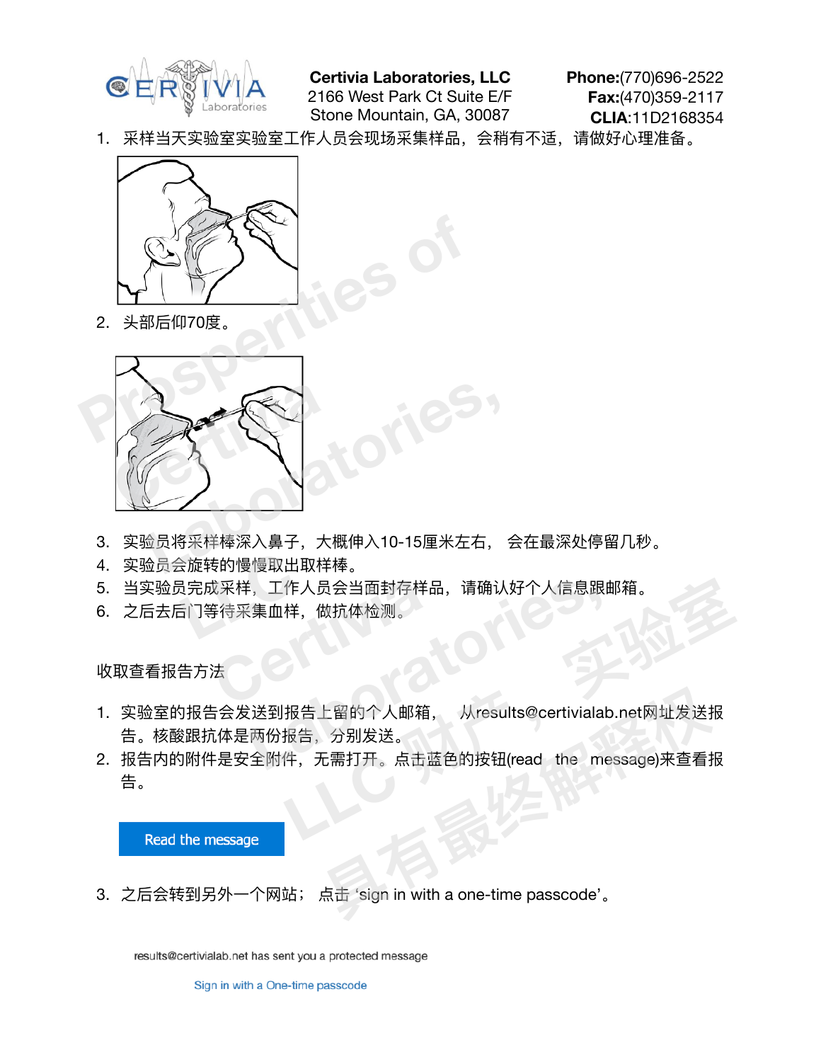Certivia Laboratories, LLC
2166 West Park Ct Suite E/F
Stone Mountain, GA, 30087

**Phone:**(770)696-2522
**Fax:**(470)359-2117
**CLIA**:11D2168354

1. 采样当天实验室实验室工作人员会现场采集样品，会稍有不适，请做好心理准备。
2. 头部后仰70度。
3. 实验员将采样棒深入鼻子，大概伸入10-15厘米左右， 会在最深处停留几秒。
4. 实验员会旋转的慢慢取出取样棒。
5. 当实验员完成采样，工作人员会当面封存样品，请确认好个人信息跟邮箱。
6. 之后去后门等待采集血样，做抗体检测。

收取查看报告方法

1. 实验室的报告会发送到报告上留的个人邮箱， 从results@certivialab.net网址发送报告。核酸跟抗体是两份报告，分别发送。
2. 报告内的附件是安全附件，无需打开。点击蓝色的按钮(read the message)来查看报告。

Read the message

3. 之后会转到另外一个网站； 点击 'sign in with a one-time passcode'。

results@certivialab.net has sent you a protected message

Sign in with a One-time passcode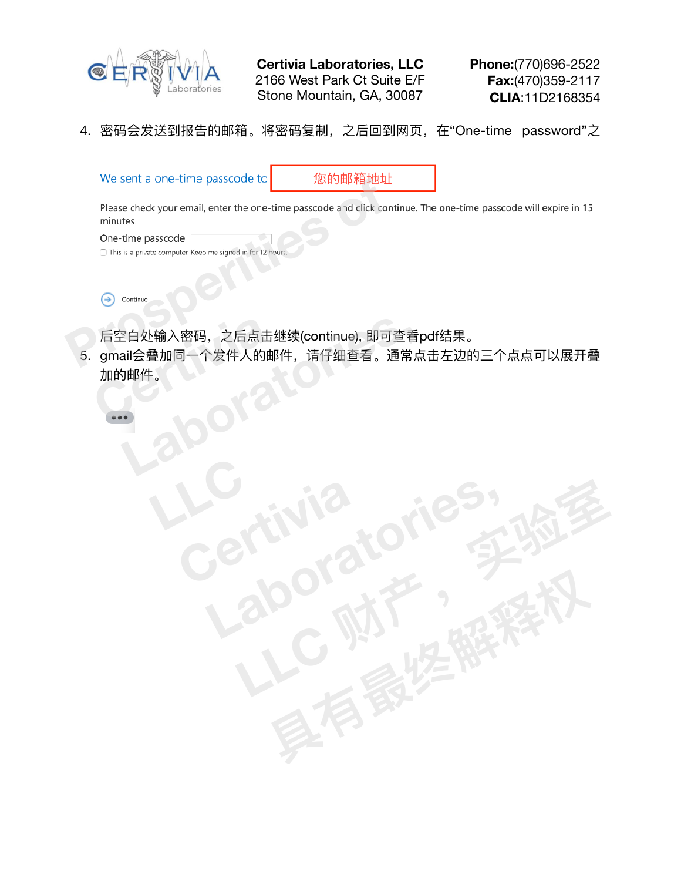4. 密码会发送到报告的邮箱。将密码复制，之后回到网页，在“One-time password”之

We sent a one-time passcode to 您的邮箱地址

Please check your email, enter the one-time passcode and click continue. The one-time passcode will expire in 15 minutes.

One-time passcode

This is a private computer. Keep me signed in for 12 hours.

Continue

后空白处输入密码，之后点击继续(continue), 即可查看pdf结果。

5. gmail会叠加同一个发件人的邮件，请仔细查看。通常点击左边的三个点点可以展开叠加的邮件。